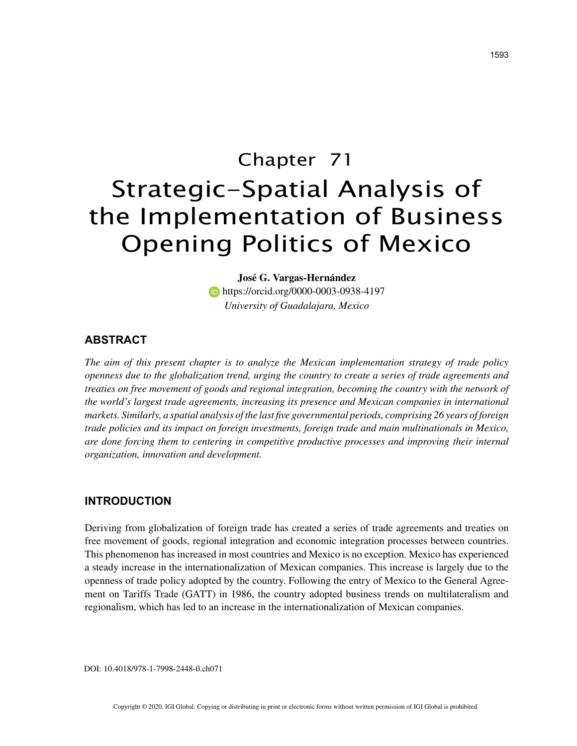# Chapter 71
# Strategic-Spatial Analysis of the Implementation of Business Opening Politics of Mexico

**José G. Vargas-Hernández**
https://orcid.org/0000-0003-0938-4197
*University of Guadalajara, Mexico*

## ABSTRACT

*The aim of this present chapter is to analyze the Mexican implementation strategy of trade policy openness due to the globalization trend, urging the country to create a series of trade agreements and treaties on free movement of goods and regional integration, becoming the country with the network of the world's largest trade agreements, increasing its presence and Mexican companies in international markets. Similarly, a spatial analysis of the last five governmental periods, comprising 26 years of foreign trade policies and its impact on foreign investments, foreign trade and main multinationals in Mexico, are done forcing them to centering in competitive productive processes and improving their internal organization, innovation and development.*

## INTRODUCTION

Deriving from globalization of foreign trade has created a series of trade agreements and treaties on free movement of goods, regional integration and economic integration processes between countries. This phenomenon has increased in most countries and Mexico is no exception. Mexico has experienced a steady increase in the internationalization of Mexican companies. This increase is largely due to the openness of trade policy adopted by the country. Following the entry of Mexico to the General Agreement on Tariffs Trade (GATT) in 1986, the country adopted business trends on multilateralism and regionalism, which has led to an increase in the internationalization of Mexican companies.

DOI: 10.4018/978-1-7998-2448-0.ch071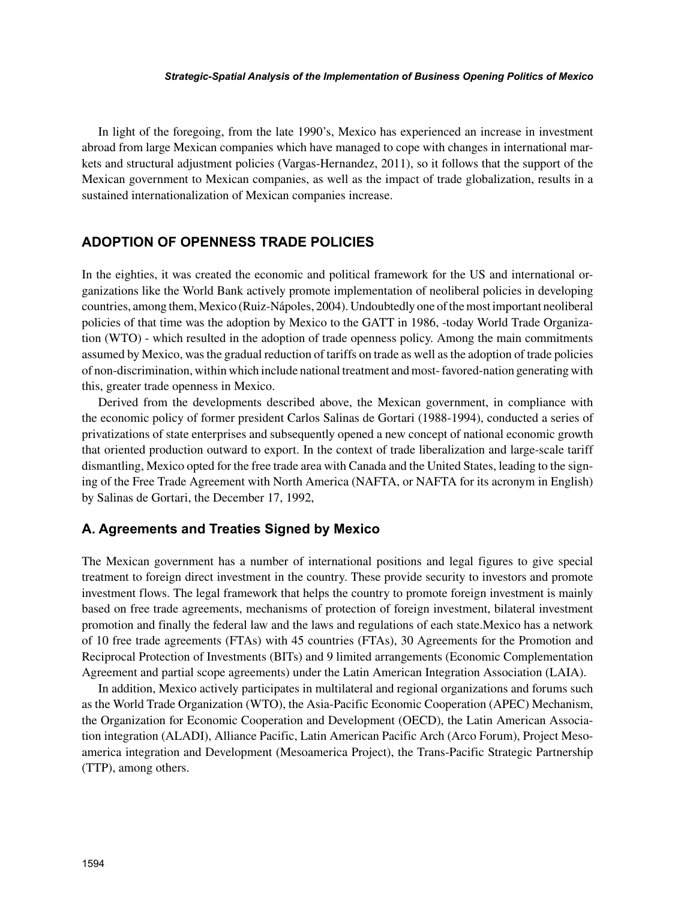In light of the foregoing, from the late 1990's, Mexico has experienced an increase in investment abroad from large Mexican companies which have managed to cope with changes in international markets and structural adjustment policies (Vargas-Hernandez, 2011), so it follows that the support of the Mexican government to Mexican companies, as well as the impact of trade globalization, results in a sustained internationalization of Mexican companies increase.

## ADOPTION OF OPENNESS TRADE POLICIES

In the eighties, it was created the economic and political framework for the US and international organizations like the World Bank actively promote implementation of neoliberal policies in developing countries, among them, Mexico (Ruiz-Nápoles, 2004). Undoubtedly one of the most important neoliberal policies of that time was the adoption by Mexico to the GATT in 1986, -today World Trade Organization (WTO) - which resulted in the adoption of trade openness policy. Among the main commitments assumed by Mexico, was the gradual reduction of tariffs on trade as well as the adoption of trade policies of non-discrimination, within which include national treatment and most- favored-nation generating with this, greater trade openness in Mexico.

Derived from the developments described above, the Mexican government, in compliance with the economic policy of former president Carlos Salinas de Gortari (1988-1994), conducted a series of privatizations of state enterprises and subsequently opened a new concept of national economic growth that oriented production outward to export. In the context of trade liberalization and large-scale tariff dismantling, Mexico opted for the free trade area with Canada and the United States, leading to the signing of the Free Trade Agreement with North America (NAFTA, or NAFTA for its acronym in English) by Salinas de Gortari, the December 17, 1992,

### A. Agreements and Treaties Signed by Mexico

The Mexican government has a number of international positions and legal figures to give special treatment to foreign direct investment in the country. These provide security to investors and promote investment flows. The legal framework that helps the country to promote foreign investment is mainly based on free trade agreements, mechanisms of protection of foreign investment, bilateral investment promotion and finally the federal law and the laws and regulations of each state.Mexico has a network of 10 free trade agreements (FTAs) with 45 countries (FTAs), 30 Agreements for the Promotion and Reciprocal Protection of Investments (BITs) and 9 limited arrangements (Economic Complementation Agreement and partial scope agreements) under the Latin American Integration Association (LAIA).

In addition, Mexico actively participates in multilateral and regional organizations and forums such as the World Trade Organization (WTO), the Asia-Pacific Economic Cooperation (APEC) Mechanism, the Organization for Economic Cooperation and Development (OECD), the Latin American Association integration (ALADI), Alliance Pacific, Latin American Pacific Arch (Arco Forum), Project Mesoamerica integration and Development (Mesoamerica Project), the Trans-Pacific Strategic Partnership (TTP), among others.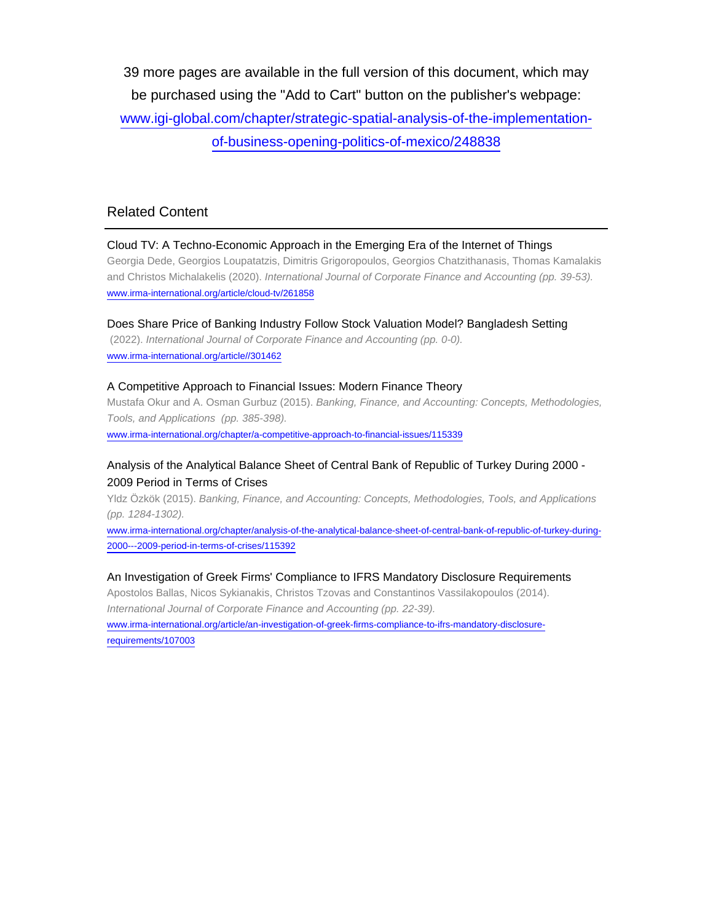39 more pages are available in the full version of this document, which may be purchased using the "Add to Cart" button on the publisher's webpage: www.igi-global.com/chapter/strategic-spatial-analysis-of-the-implementation-of-business-opening-politics-of-mexico/248838

## Related Content

**Cloud TV: A Techno-Economic Approach in the Emerging Era of the Internet of Things**
Georgia Dede, Georgios Loupatatzis, Dimitris Grigoropoulos, Georgios Chatzithanasis, Thomas Kamalakis and Christos Michalakelis (2020). *International Journal of Corporate Finance and Accounting (pp. 39-53).*
www.irma-international.org/article/cloud-tv/261858

**Does Share Price of Banking Industry Follow Stock Valuation Model? Bangladesh Setting**
(2022). *International Journal of Corporate Finance and Accounting (pp. 0-0).*
www.irma-international.org/article//301462

**A Competitive Approach to Financial Issues: Modern Finance Theory**
Mustafa Okur and A. Osman Gurbuz (2015). *Banking, Finance, and Accounting: Concepts, Methodologies, Tools, and Applications (pp. 385-398).*
www.irma-international.org/chapter/a-competitive-approach-to-financial-issues/115339

**Analysis of the Analytical Balance Sheet of Central Bank of Republic of Turkey During 2000 - 2009 Period in Terms of Crises**
Yldz Özkök (2015). *Banking, Finance, and Accounting: Concepts, Methodologies, Tools, and Applications (pp. 1284-1302).*
www.irma-international.org/chapter/analysis-of-the-analytical-balance-sheet-of-central-bank-of-republic-of-turkey-during-2000---2009-period-in-terms-of-crises/115392

**An Investigation of Greek Firms' Compliance to IFRS Mandatory Disclosure Requirements**
Apostolos Ballas, Nicos Sykianakis, Christos Tzovas and Constantinos Vassilakopoulos (2014). *International Journal of Corporate Finance and Accounting (pp. 22-39).*
www.irma-international.org/article/an-investigation-of-greek-firms-compliance-to-ifrs-mandatory-disclosure-requirements/107003